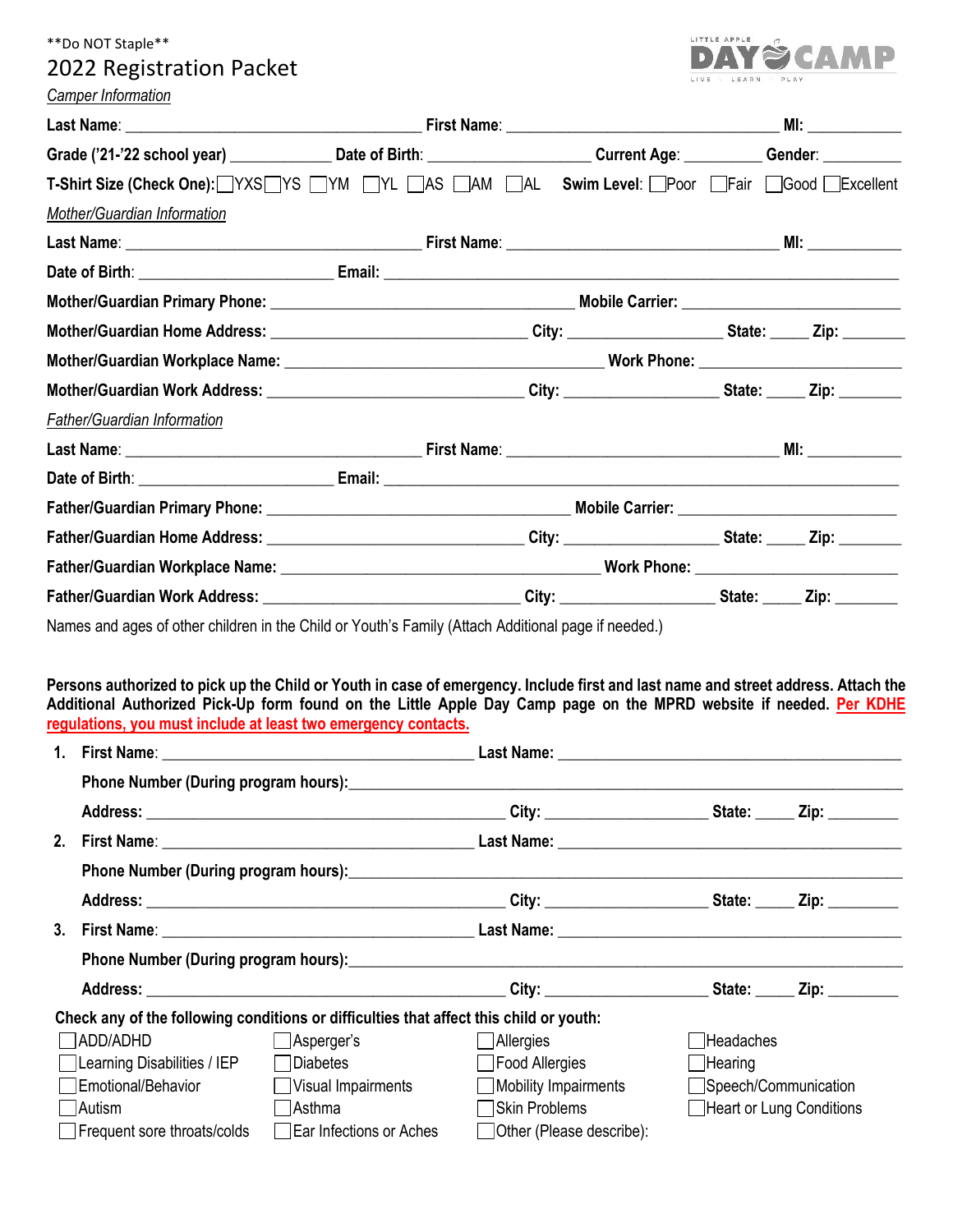**Do NOT Staple**

# 2022 Registration Packet

LITTLE APPLE DAY CAMP — LIVE · LEARN · PLAY

*Camper Information*

**Last Name**: ______________________ **First Name**: ______________________ **MI**: ________

**Grade ('21-'22 school year)** __________ **Date of Birth**: ______________ **Current Age**: ________ **Gender**: ________

**T-Shirt Size (Check One):** ☐YXS ☐YS ☐YM ☐YL ☐AS ☐AM ☐AL **Swim Level**: ☐Poor ☐Fair ☐Good ☐Excellent

*Mother/Guardian Information*

**Last Name**: ______________________ **First Name**: ______________________ **MI**: ________

**Date of Birth**: ______________ **Email**: ____________________________________

**Mother/Guardian Primary Phone**: ______________________ **Mobile Carrier**: ______________

**Mother/Guardian Home Address**: ______________________ **City**: ____________ **State**: ____ **Zip**: ______

**Mother/Guardian Workplace Name**: ______________________ **Work Phone**: ______________

**Mother/Guardian Work Address**: ______________________ **City**: ____________ **State**: ____ **Zip**: ______

*Father/Guardian Information*

**Last Name**: ______________________ **First Name**: ______________________ **MI**: ________

**Date of Birth**: ______________ **Email**: ____________________________________

**Father/Guardian Primary Phone**: ______________________ **Mobile Carrier**: ______________

**Father/Guardian Home Address**: ______________________ **City**: ____________ **State**: ____ **Zip**: ______

**Father/Guardian Workplace Name**: ______________________ **Work Phone**: ______________

**Father/Guardian Work Address**: ______________________ **City**: ____________ **State**: ____ **Zip**: ______

Names and ages of other children in the Child or Youth's Family (Attach Additional page if needed.)

**Persons authorized to pick up the Child or Youth in case of emergency. Include first and last name and street address. Attach the Additional Authorized Pick-Up form found on the Little Apple Day Camp page on the MPRD website if needed. Per KDHE regulations, you must include at least two emergency contacts.**

1. **First Name**: ______________________ **Last Name**: ______________________

   **Phone Number (During program hours)**: ____________________________________

   **Address**: ______________________ **City**: ____________ **State**: ____ **Zip**: ______

2. **First Name**: ______________________ **Last Name**: ______________________

   **Phone Number (During program hours)**: ____________________________________

   **Address**: ______________________ **City**: ____________ **State**: ____ **Zip**: ______

3. **First Name**: ______________________ **Last Name**: ______________________

   **Phone Number (During program hours)**: ____________________________________

   **Address**: ______________________ **City**: ____________ **State**: ____ **Zip**: ______

**Check any of the following conditions or difficulties that affect this child or youth:**

| | | | |
|---|---|---|---|
| ☐ADD/ADHD | ☐Asperger's | ☐Allergies | ☐Headaches |
| ☐Learning Disabilities / IEP | ☐Diabetes | ☐Food Allergies | ☐Hearing |
| ☐Emotional/Behavior | ☐Visual Impairments | ☐Mobility Impairments | ☐Speech/Communication |
| ☐Autism | ☐Asthma | ☐Skin Problems | ☐Heart or Lung Conditions |
| ☐Frequent sore throats/colds | ☐Ear Infections or Aches | ☐Other (Please describe): | |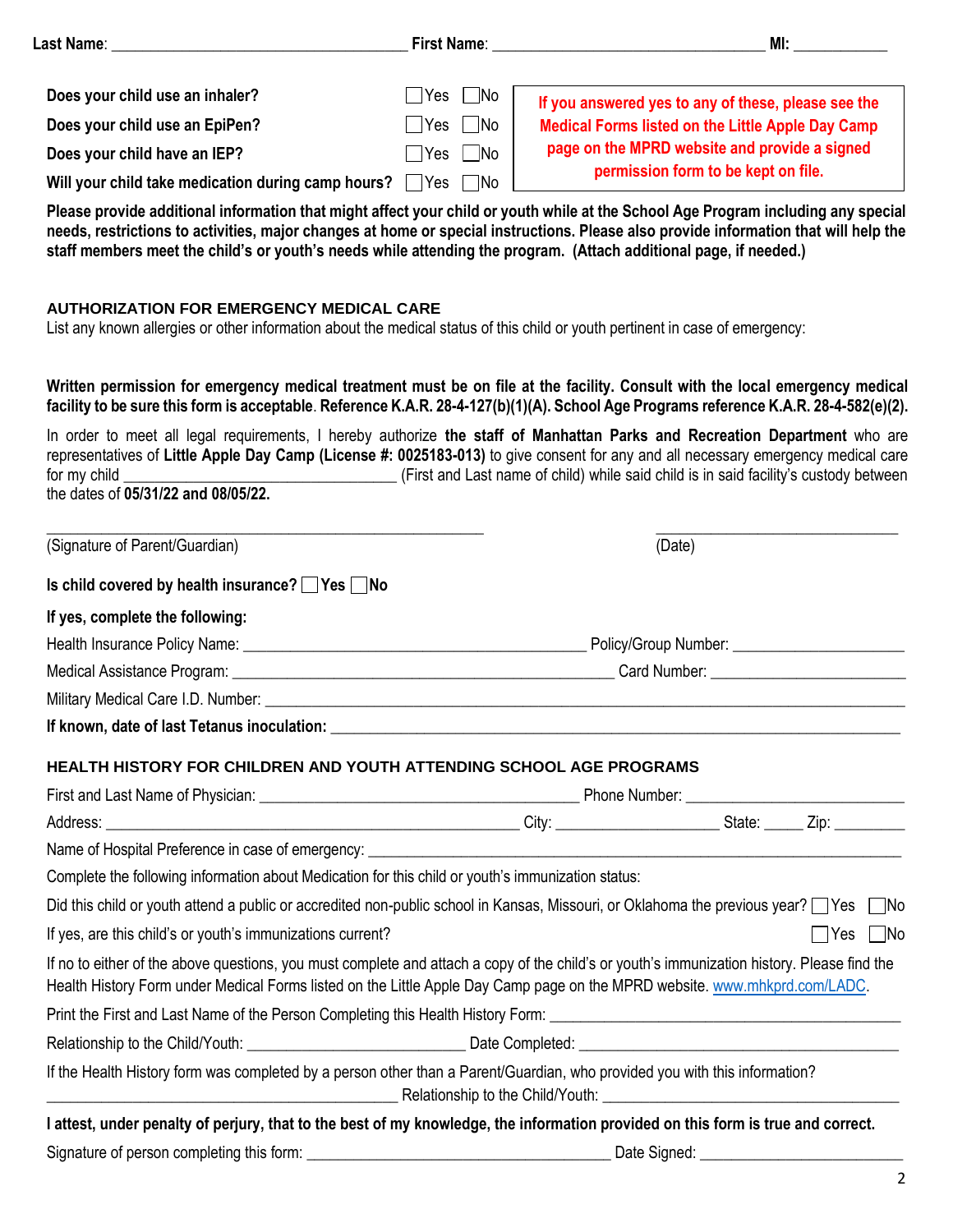**Last Name**: ___________________________________ **First Name**: _________________________________ **MI:** ___________

| | | |
|---|---|---|
| **Does your child use an inhaler?** | ☐Yes ☐No | **If you answered yes to any of these, please see the Medical Forms listed on the Little Apple Day Camp page on the MPRD website and provide a signed permission form to be kept on file.** |
| **Does your child use an EpiPen?** | ☐Yes ☐No | |
| **Does your child have an IEP?** | ☐Yes ☐No | |
| **Will your child take medication during camp hours?** | ☐Yes ☐No | |

**Please provide additional information that might affect your child or youth while at the School Age Program including any special needs, restrictions to activities, major changes at home or special instructions. Please also provide information that will help the staff members meet the child's or youth's needs while attending the program. (Attach additional page, if needed.)**

## AUTHORIZATION FOR EMERGENCY MEDICAL CARE

List any known allergies or other information about the medical status of this child or youth pertinent in case of emergency:

**Written permission for emergency medical treatment must be on file at the facility. Consult with the local emergency medical facility to be sure this form is acceptable. Reference K.A.R. 28-4-127(b)(1)(A). School Age Programs reference K.A.R. 28-4-582(e)(2).**

In order to meet all legal requirements, I hereby authorize **the staff of Manhattan Parks and Recreation Department** who are representatives of **Little Apple Day Camp (License #: 0025183-013)** to give consent for any and all necessary emergency medical care for my child _________________________________ (First and Last name of child) while said child is in said facility's custody between the dates of **05/31/22 and 08/05/22.**

_____________________________________________________ _______________________________

(Signature of Parent/Guardian) (Date)

**Is child covered by health insurance?** ☐**Yes** ☐**No**

**If yes, complete the following:**

Health Insurance Policy Name: _________________________________________ Policy/Group Number: ____________________

Medical Assistance Program: ____________________________________________ Card Number: _______________________

Military Medical Care I.D. Number: ______________________________________________________________________________

**If known, date of last Tetanus inoculation:** ________________________________________________________________________

## HEALTH HISTORY FOR CHILDREN AND YOUTH ATTENDING SCHOOL AGE PROGRAMS

First and Last Name of Physician: _______________________________________ Phone Number: __________________________

Address: ___________________________________________________ City: ____________________ State: _____ Zip: _________

Name of Hospital Preference in case of emergency: _____________________________________________________________________

Complete the following information about Medication for this child or youth's immunization status:

Did this child or youth attend a public or accredited non-public school in Kansas, Missouri, or Oklahoma the previous year? ☐Yes ☐No

If yes, are this child's or youth's immunizations current? ☐Yes ☐No

If no to either of the above questions, you must complete and attach a copy of the child's or youth's immunization history. Please find the Health History Form under Medical Forms listed on the Little Apple Day Camp page on the MPRD website. www.mhkprd.com/LADC.

Print the First and Last Name of the Person Completing this Health History Form: ____________________________________________

Relationship to the Child/Youth: ___________________________ Date Completed: ________________________________________

If the Health History form was completed by a person other than a Parent/Guardian, who provided you with this information?
___________________________________________ Relationship to the Child/Youth: ____________________________________

**I attest, under penalty of perjury, that to the best of my knowledge, the information provided on this form is true and correct.**

Signature of person completing this form: _____________________________________ Date Signed: _________________________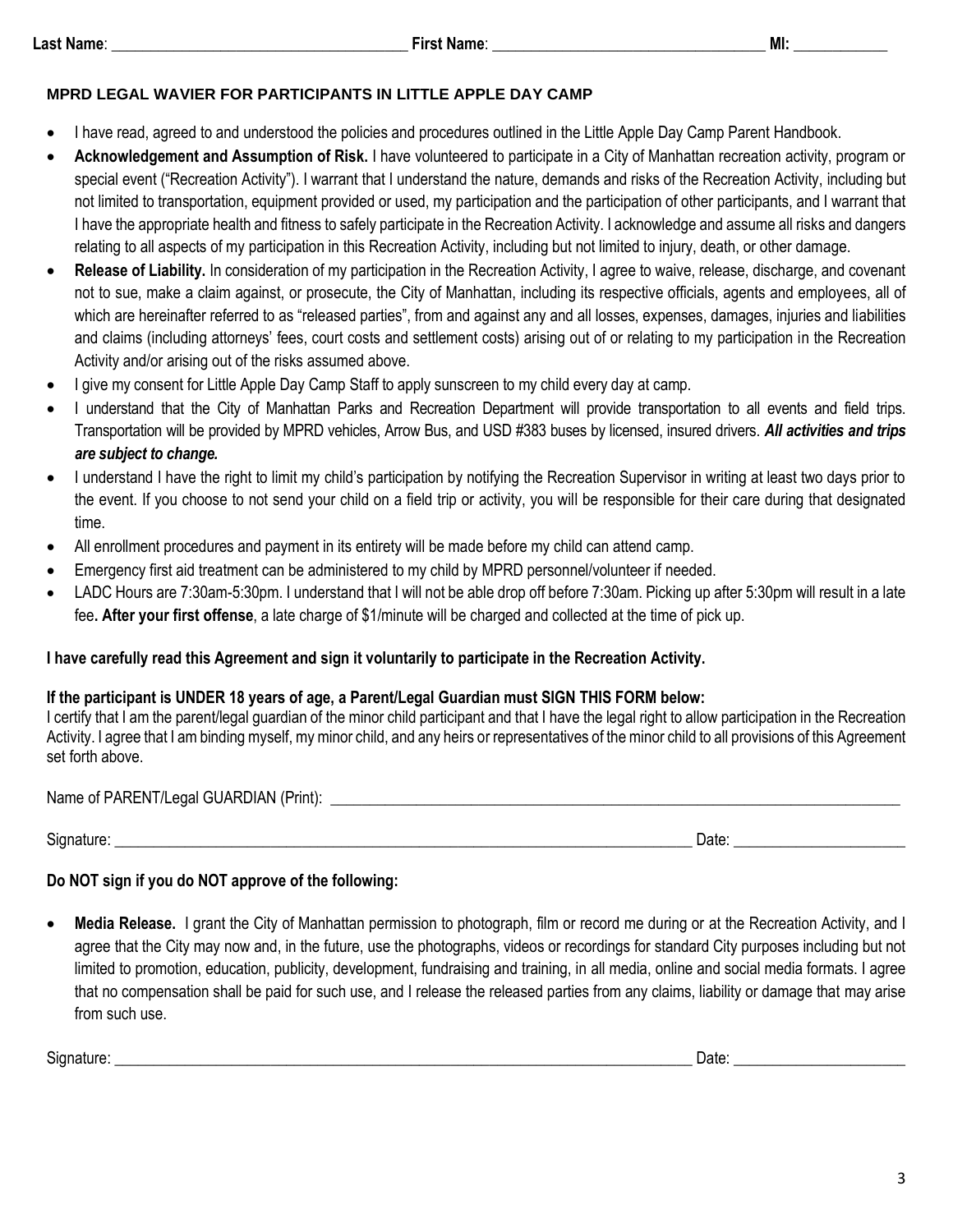**Last Name**: ____________________________________ **First Name**: __________________________________ **MI:** ____________

**MPRD LEGAL WAVIER FOR PARTICIPANTS IN LITTLE APPLE DAY CAMP**

- I have read, agreed to and understood the policies and procedures outlined in the Little Apple Day Camp Parent Handbook.
- **Acknowledgement and Assumption of Risk.** I have volunteered to participate in a City of Manhattan recreation activity, program or special event ("Recreation Activity"). I warrant that I understand the nature, demands and risks of the Recreation Activity, including but not limited to transportation, equipment provided or used, my participation and the participation of other participants, and I warrant that I have the appropriate health and fitness to safely participate in the Recreation Activity. I acknowledge and assume all risks and dangers relating to all aspects of my participation in this Recreation Activity, including but not limited to injury, death, or other damage.
- **Release of Liability.** In consideration of my participation in the Recreation Activity, I agree to waive, release, discharge, and covenant not to sue, make a claim against, or prosecute, the City of Manhattan, including its respective officials, agents and employees, all of which are hereinafter referred to as "released parties", from and against any and all losses, expenses, damages, injuries and liabilities and claims (including attorneys' fees, court costs and settlement costs) arising out of or relating to my participation in the Recreation Activity and/or arising out of the risks assumed above.
- I give my consent for Little Apple Day Camp Staff to apply sunscreen to my child every day at camp.
- I understand that the City of Manhattan Parks and Recreation Department will provide transportation to all events and field trips. Transportation will be provided by MPRD vehicles, Arrow Bus, and USD #383 buses by licensed, insured drivers. ***All activities and trips are subject to change.***
- I understand I have the right to limit my child's participation by notifying the Recreation Supervisor in writing at least two days prior to the event. If you choose to not send your child on a field trip or activity, you will be responsible for their care during that designated time.
- All enrollment procedures and payment in its entirety will be made before my child can attend camp.
- Emergency first aid treatment can be administered to my child by MPRD personnel/volunteer if needed.
- LADC Hours are 7:30am-5:30pm. I understand that I will not be able drop off before 7:30am. Picking up after 5:30pm will result in a late fee**. After your first offense**, a late charge of $1/minute will be charged and collected at the time of pick up.

**I have carefully read this Agreement and sign it voluntarily to participate in the Recreation Activity.**

**If the participant is UNDER 18 years of age, a Parent/Legal Guardian must SIGN THIS FORM below:**
I certify that I am the parent/legal guardian of the minor child participant and that I have the legal right to allow participation in the Recreation Activity. I agree that I am binding myself, my minor child, and any heirs or representatives of the minor child to all provisions of this Agreement set forth above.

Name of PARENT/Legal GUARDIAN (Print): ______________________________________________________________

Signature: ______________________________________________________________ Date: ____________________

**Do NOT sign if you do NOT approve of the following:**

- **Media Release.** I grant the City of Manhattan permission to photograph, film or record me during or at the Recreation Activity, and I agree that the City may now and, in the future, use the photographs, videos or recordings for standard City purposes including but not limited to promotion, education, publicity, development, fundraising and training, in all media, online and social media formats. I agree that no compensation shall be paid for such use, and I release the released parties from any claims, liability or damage that may arise from such use.

Signature: ______________________________________________________________ Date: ____________________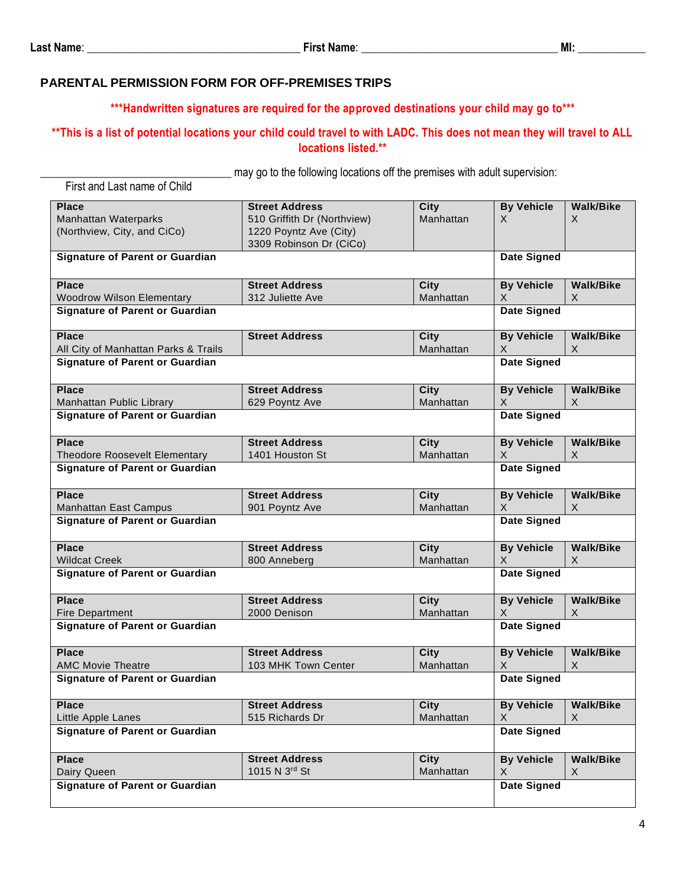Last Name: ___________________________________ First Name: ________________________________ MI: ___________

## PARENTAL PERMISSION FORM FOR OFF-PREMISES TRIPS

***Handwritten signatures are required for the approved destinations your child may go to***

**This is a list of potential locations your child could travel to with LADC. This does not mean they will travel to ALL locations listed.**

______________________________ may go to the following locations off the premises with adult supervision:

First and Last name of Child

| Place | Street Address | City | By Vehicle | Walk/Bike |
|---|---|---|---|---|
| Manhattan Waterparks (Northview, City, and CiCo) | 510 Griffith Dr (Northview)<br>1220 Poyntz Ave (City)<br>3309 Robinson Dr (CiCo) | Manhattan | X | X |
| **Signature of Parent or Guardian** | | | **Date Signed** | |
| **Place** | **Street Address** | **City** | **By Vehicle** | **Walk/Bike** |
| Woodrow Wilson Elementary | 312 Juliette Ave | Manhattan | X | X |
| **Signature of Parent or Guardian** | | | **Date Signed** | |
| **Place** | **Street Address** | **City** | **By Vehicle** | **Walk/Bike** |
| All City of Manhattan Parks & Trails | | Manhattan | X | X |
| **Signature of Parent or Guardian** | | | **Date Signed** | |
| **Place** | **Street Address** | **City** | **By Vehicle** | **Walk/Bike** |
| Manhattan Public Library | 629 Poyntz Ave | Manhattan | X | X |
| **Signature of Parent or Guardian** | | | **Date Signed** | |
| **Place** | **Street Address** | **City** | **By Vehicle** | **Walk/Bike** |
| Theodore Roosevelt Elementary | 1401 Houston St | Manhattan | X | X |
| **Signature of Parent or Guardian** | | | **Date Signed** | |
| **Place** | **Street Address** | **City** | **By Vehicle** | **Walk/Bike** |
| Manhattan East Campus | 901 Poyntz Ave | Manhattan | X | X |
| **Signature of Parent or Guardian** | | | **Date Signed** | |
| **Place** | **Street Address** | **City** | **By Vehicle** | **Walk/Bike** |
| Wildcat Creek | 800 Anneberg | Manhattan | X | X |
| **Signature of Parent or Guardian** | | | **Date Signed** | |
| **Place** | **Street Address** | **City** | **By Vehicle** | **Walk/Bike** |
| Fire Department | 2000 Denison | Manhattan | X | X |
| **Signature of Parent or Guardian** | | | **Date Signed** | |
| **Place** | **Street Address** | **City** | **By Vehicle** | **Walk/Bike** |
| AMC Movie Theatre | 103 MHK Town Center | Manhattan | X | X |
| **Signature of Parent or Guardian** | | | **Date Signed** | |
| **Place** | **Street Address** | **City** | **By Vehicle** | **Walk/Bike** |
| Little Apple Lanes | 515 Richards Dr | Manhattan | X | X |
| **Signature of Parent or Guardian** | | | **Date Signed** | |
| **Place** | **Street Address** | **City** | **By Vehicle** | **Walk/Bike** |
| Dairy Queen | 1015 N 3rd St | Manhattan | X | X |
| **Signature of Parent or Guardian** | | | **Date Signed** | |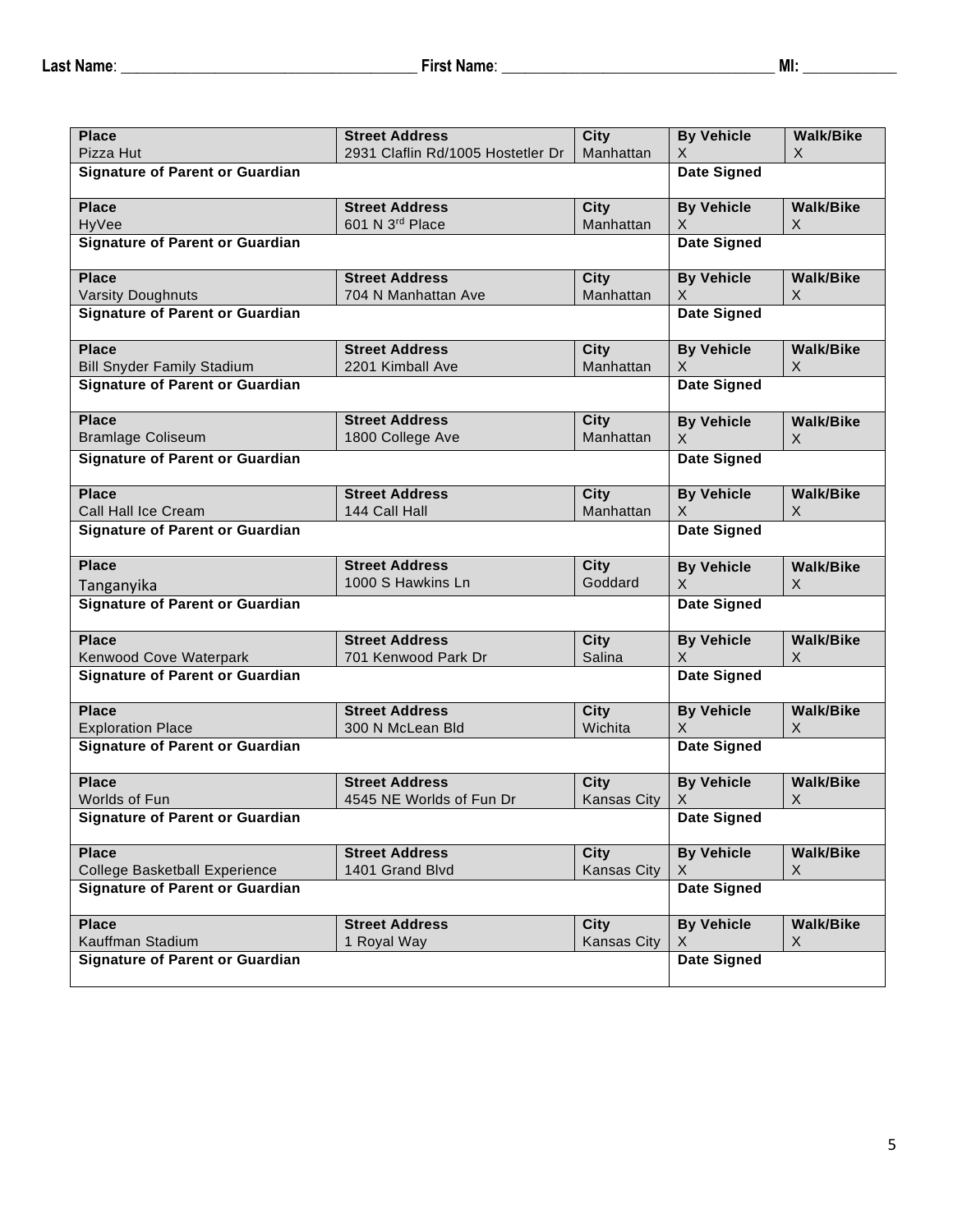**Last Name**: ____________________________________ **First Name**: __________________________________ **MI:** ____________

| Place | Street Address | City | By Vehicle | Walk/Bike |
|---|---|---|---|---|
| Pizza Hut | 2931 Claflin Rd/1005 Hostetler Dr | Manhattan | X | X |
| **Signature of Parent or Guardian** | | | **Date Signed** | |
| **Place** | **Street Address** | **City** | **By Vehicle** | **Walk/Bike** |
| HyVee | 601 N 3rd Place | Manhattan | X | X |
| **Signature of Parent or Guardian** | | | **Date Signed** | |
| **Place** | **Street Address** | **City** | **By Vehicle** | **Walk/Bike** |
| Varsity Doughnuts | 704 N Manhattan Ave | Manhattan | X | X |
| **Signature of Parent or Guardian** | | | **Date Signed** | |
| **Place** | **Street Address** | **City** | **By Vehicle** | **Walk/Bike** |
| Bill Snyder Family Stadium | 2201 Kimball Ave | Manhattan | X | X |
| **Signature of Parent or Guardian** | | | **Date Signed** | |
| **Place** | **Street Address** | **City** | **By Vehicle** | **Walk/Bike** |
| Bramlage Coliseum | 1800 College Ave | Manhattan | X | X |
| **Signature of Parent or Guardian** | | | **Date Signed** | |
| **Place** | **Street Address** | **City** | **By Vehicle** | **Walk/Bike** |
| Call Hall Ice Cream | 144 Call Hall | Manhattan | X | X |
| **Signature of Parent or Guardian** | | | **Date Signed** | |
| **Place** | **Street Address** | **City** | **By Vehicle** | **Walk/Bike** |
| Tanganyika | 1000 S Hawkins Ln | Goddard | X | X |
| **Signature of Parent or Guardian** | | | **Date Signed** | |
| **Place** | **Street Address** | **City** | **By Vehicle** | **Walk/Bike** |
| Kenwood Cove Waterpark | 701 Kenwood Park Dr | Salina | X | X |
| **Signature of Parent or Guardian** | | | **Date Signed** | |
| **Place** | **Street Address** | **City** | **By Vehicle** | **Walk/Bike** |
| Exploration Place | 300 N McLean Bld | Wichita | X | X |
| **Signature of Parent or Guardian** | | | **Date Signed** | |
| **Place** | **Street Address** | **City** | **By Vehicle** | **Walk/Bike** |
| Worlds of Fun | 4545 NE Worlds of Fun Dr | Kansas City | X | X |
| **Signature of Parent or Guardian** | | | **Date Signed** | |
| **Place** | **Street Address** | **City** | **By Vehicle** | **Walk/Bike** |
| College Basketball Experience | 1401 Grand Blvd | Kansas City | X | X |
| **Signature of Parent or Guardian** | | | **Date Signed** | |
| **Place** | **Street Address** | **City** | **By Vehicle** | **Walk/Bike** |
| Kauffman Stadium | 1 Royal Way | Kansas City | X | X |
| **Signature of Parent or Guardian** | | | **Date Signed** | |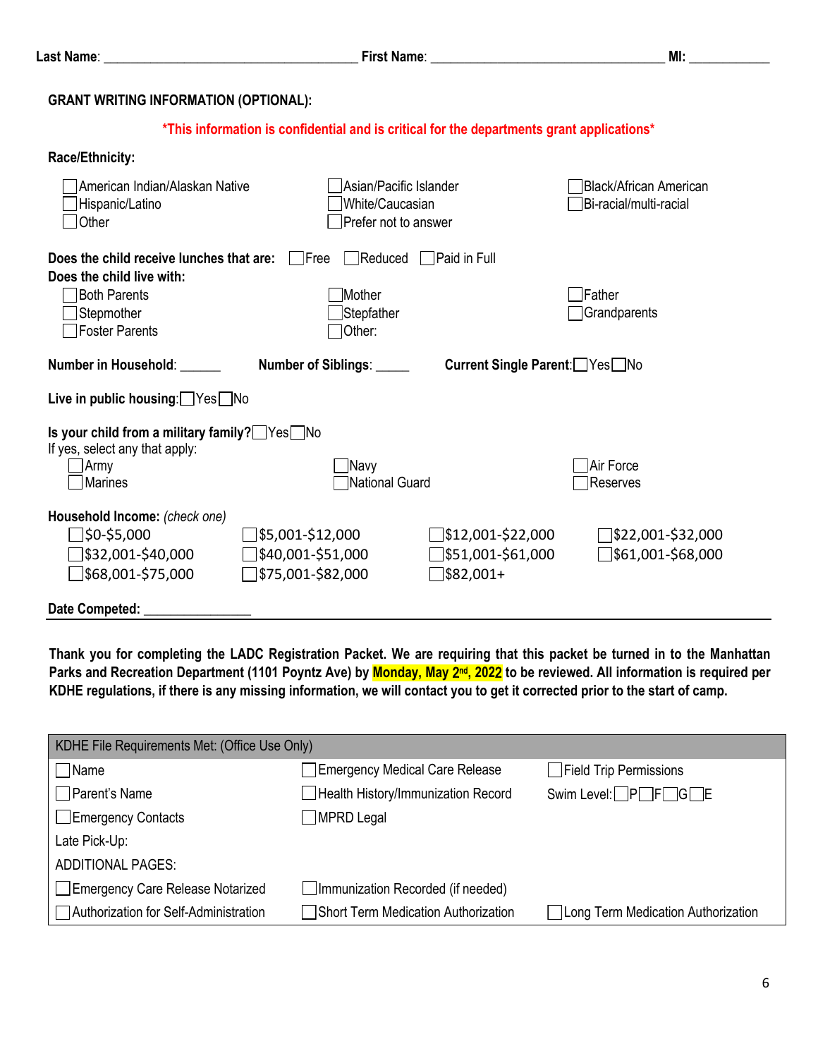**Last Name**: ___________________________________ **First Name**: _________________________________ **MI:** ___________

**GRANT WRITING INFORMATION (OPTIONAL):**

***This information is confidential and is critical for the departments grant applications***

**Race/Ethnicity:**

☐ American Indian/Alaskan Native ☐ Asian/Pacific Islander ☐ Black/African American
☐ Hispanic/Latino ☐ White/Caucasian ☐ Bi-racial/multi-racial
☐ Other ☐ Prefer not to answer

**Does the child receive lunches that are:** ☐ Free ☐ Reduced ☐ Paid in Full

**Does the child live with:**

☐ Both Parents ☐ Mother ☐ Father
☐ Stepmother ☐ Stepfather ☐ Grandparents
☐ Foster Parents ☐ Other:

**Number in Household**: ______ **Number of Siblings**: _____ **Current Single Parent**: ☐ Yes ☐ No

**Live in public housing**: ☐ Yes ☐ No

**Is your child from a military family?** ☐ Yes ☐ No

If yes, select any that apply:

☐ Army ☐ Navy ☐ Air Force
☐ Marines ☐ National Guard ☐ Reserves

**Household Income:** *(check one)*

☐ $0-$5,000 ☐ $5,001-$12,000 ☐ $12,001-$22,000 ☐ $22,001-$32,000
☐ $32,001-$40,000 ☐ $40,001-$51,000 ☐ $51,001-$61,000 ☐ $61,001-$68,000
☐ $68,001-$75,000 ☐ $75,001-$82,000 ☐ $82,001+

**Date Competed:** _______________

---

**Thank you for completing the LADC Registration Packet. We are requiring that this packet be turned in to the Manhattan Parks and Recreation Department (1101 Poyntz Ave) by Monday, May 2nd, 2022 to be reviewed. All information is required per KDHE regulations, if there is any missing information, we will contact you to get it corrected prior to the start of camp.**

| KDHE File Requirements Met: (Office Use Only) | | |
|---|---|---|
| ☐ Name | ☐ Emergency Medical Care Release | ☐ Field Trip Permissions |
| ☐ Parent's Name | ☐ Health History/Immunization Record | Swim Level: ☐ P ☐ F ☐ G ☐ E |
| ☐ Emergency Contacts | ☐ MPRD Legal | |
| Late Pick-Up: | | |
| ADDITIONAL PAGES: | | |
| ☐ Emergency Care Release Notarized | ☐ Immunization Recorded (if needed) | |
| ☐ Authorization for Self-Administration | ☐ Short Term Medication Authorization | ☐ Long Term Medication Authorization |